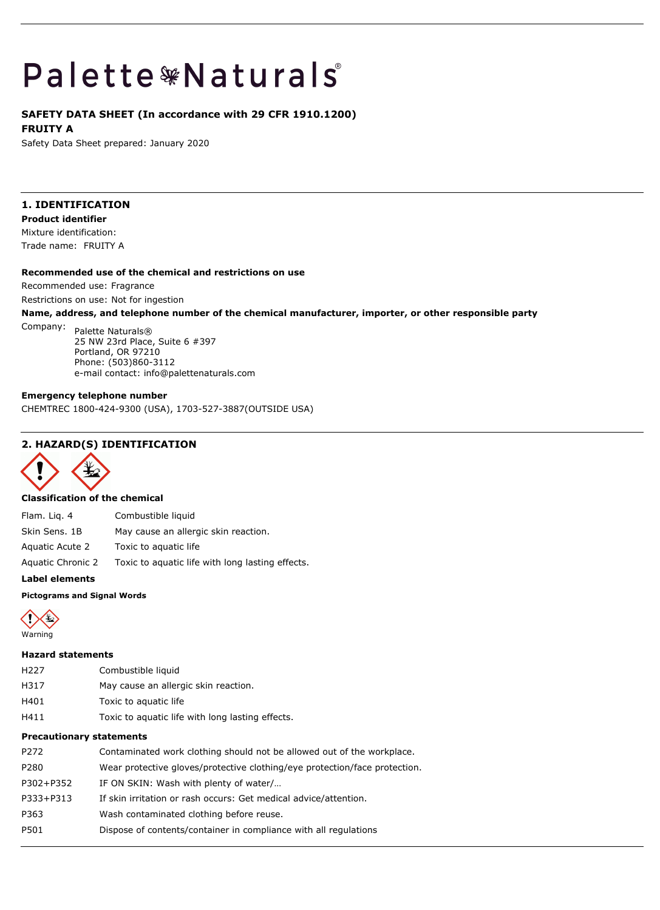# Palette Naturals®

**SAFETY DATA SHEET (In accordance with 29 CFR 1910.1200)**

**FRUITY A**

Safety Data Sheet prepared: January 2020

## 1. IDENTIFICATION

**Product identifier**

Mixture identification:

Trade name: FRUITY A

**Recommended use of the chemical and restrictions on use**

Recommended use: Fragrance

Restrictions on use: Not for ingestion

**Name, address, and telephone number of the chemical manufacturer, importer, or other responsible party**

Company:
Palette Naturals®
25 NW 23rd Place, Suite 6 #397
Portland, OR 97210
Phone: (503)860-3112
e-mail contact: info@palettenaturals.com

**Emergency telephone number**

CHEMTREC 1800-424-9300 (USA), 1703-527-3887(OUTSIDE USA)

## 2. HAZARD(S) IDENTIFICATION

**Classification of the chemical**

| | |
|---|---|
| Flam. Liq. 4 | Combustible liquid |
| Skin Sens. 1B | May cause an allergic skin reaction. |
| Aquatic Acute 2 | Toxic to aquatic life |
| Aquatic Chronic 2 | Toxic to aquatic life with long lasting effects. |

**Label elements**

**Pictograms and Signal Words**

Warning

**Hazard statements**

| | |
|---|---|
| H227 | Combustible liquid |
| H317 | May cause an allergic skin reaction. |
| H401 | Toxic to aquatic life |
| H411 | Toxic to aquatic life with long lasting effects. |

**Precautionary statements**

| | |
|---|---|
| P272 | Contaminated work clothing should not be allowed out of the workplace. |
| P280 | Wear protective gloves/protective clothing/eye protection/face protection. |
| P302+P352 | IF ON SKIN: Wash with plenty of water/… |
| P333+P313 | If skin irritation or rash occurs: Get medical advice/attention. |
| P363 | Wash contaminated clothing before reuse. |
| P501 | Dispose of contents/container in compliance with all regulations |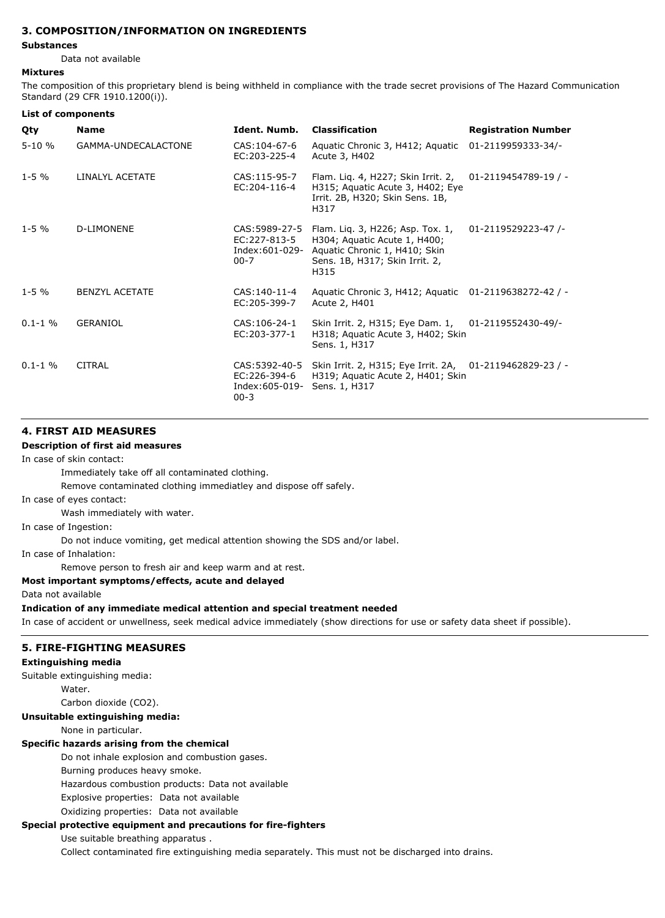## 3. COMPOSITION/INFORMATION ON INGREDIENTS

**Substances**

Data not available

**Mixtures**

The composition of this proprietary blend is being withheld in compliance with the trade secret provisions of The Hazard Communication Standard (29 CFR 1910.1200(i)).

**List of components**

| Qty | Name | Ident. Numb. | Classification | Registration Number |
|---|---|---|---|---|
| 5-10 % | GAMMA-UNDECALACTONE | CAS:104-67-6 EC:203-225-4 | Aquatic Chronic 3, H412; Aquatic Acute 3, H402 | 01-2119959333-34/- |
| 1-5 % | LINALYL ACETATE | CAS:115-95-7 EC:204-116-4 | Flam. Liq. 4, H227; Skin Irrit. 2, H315; Aquatic Acute 3, H402; Eye Irrit. 2B, H320; Skin Sens. 1B, H317 | 01-2119454789-19 / - |
| 1-5 % | D-LIMONENE | CAS:5989-27-5 EC:227-813-5 Index:601-029-00-7 | Flam. Liq. 3, H226; Asp. Tox. 1, H304; Aquatic Acute 1, H400; Aquatic Chronic 1, H410; Skin Sens. 1B, H317; Skin Irrit. 2, H315 | 01-2119529223-47 /- |
| 1-5 % | BENZYL ACETATE | CAS:140-11-4 EC:205-399-7 | Aquatic Chronic 3, H412; Aquatic Acute 2, H401 | 01-2119638272-42 / - |
| 0.1-1 % | GERANIOL | CAS:106-24-1 EC:203-377-1 | Skin Irrit. 2, H315; Eye Dam. 1, H318; Aquatic Acute 3, H402; Skin Sens. 1, H317 | 01-2119552430-49/- |
| 0.1-1 % | CITRAL | CAS:5392-40-5 EC:226-394-6 Index:605-019-00-3 | Skin Irrit. 2, H315; Eye Irrit. 2A, H319; Aquatic Acute 2, H401; Skin Sens. 1, H317 | 01-2119462829-23 / - |

## 4. FIRST AID MEASURES

**Description of first aid measures**

In case of skin contact:

Immediately take off all contaminated clothing.

Remove contaminated clothing immediatley and dispose off safely.

In case of eyes contact:

Wash immediately with water.

In case of Ingestion:

Do not induce vomiting, get medical attention showing the SDS and/or label.

In case of Inhalation:

Remove person to fresh air and keep warm and at rest.

**Most important symptoms/effects, acute and delayed**

Data not available

**Indication of any immediate medical attention and special treatment needed**

In case of accident or unwellness, seek medical advice immediately (show directions for use or safety data sheet if possible).

## 5. FIRE-FIGHTING MEASURES

**Extinguishing media**

Suitable extinguishing media:

Water.

Carbon dioxide ($CO_2$).

**Unsuitable extinguishing media:**

None in particular.

**Specific hazards arising from the chemical**

Do not inhale explosion and combustion gases.

Burning produces heavy smoke.

Hazardous combustion products: Data not available

Explosive properties: Data not available

Oxidizing properties: Data not available

**Special protective equipment and precautions for fire-fighters**

Use suitable breathing apparatus .

Collect contaminated fire extinguishing media separately. This must not be discharged into drains.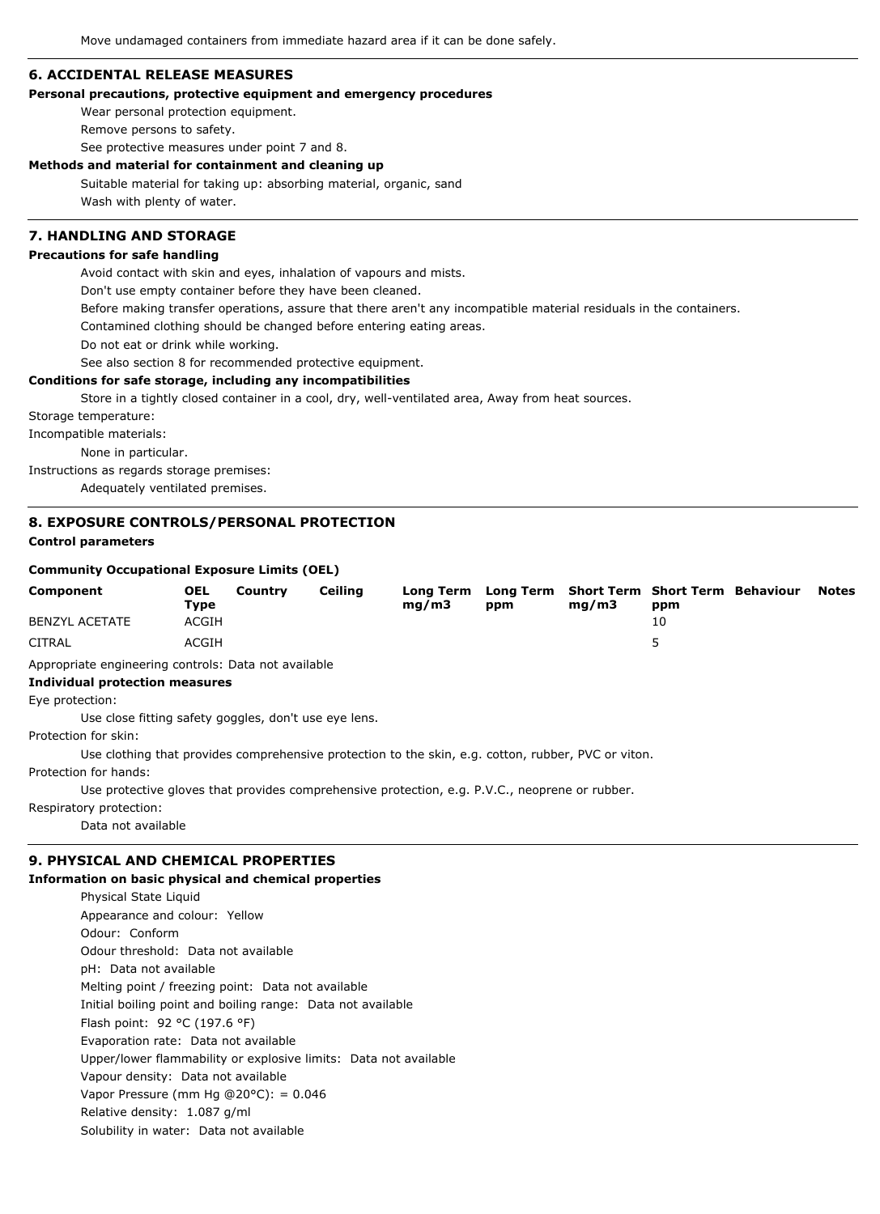Move undamaged containers from immediate hazard area if it can be done safely.

## 6. ACCIDENTAL RELEASE MEASURES

**Personal precautions, protective equipment and emergency procedures**

Wear personal protection equipment.

Remove persons to safety.

See protective measures under point 7 and 8.

**Methods and material for containment and cleaning up**

Suitable material for taking up: absorbing material, organic, sand

Wash with plenty of water.

## 7. HANDLING AND STORAGE

**Precautions for safe handling**

Avoid contact with skin and eyes, inhalation of vapours and mists.

Don't use empty container before they have been cleaned.

Before making transfer operations, assure that there aren't any incompatible material residuals in the containers.

Contamined clothing should be changed before entering eating areas.

Do not eat or drink while working.

See also section 8 for recommended protective equipment.

**Conditions for safe storage, including any incompatibilities**

Store in a tightly closed container in a cool, dry, well-ventilated area, Away from heat sources.

Storage temperature:

Incompatible materials:

None in particular.

Instructions as regards storage premises:

Adequately ventilated premises.

## 8. EXPOSURE CONTROLS/PERSONAL PROTECTION

**Control parameters**

**Community Occupational Exposure Limits (OEL)**

| Component | OEL Type | Country | Ceiling | Long Term mg/m3 | Long Term ppm | Short Term mg/m3 | Short Term ppm | Behaviour | Notes |
|---|---|---|---|---|---|---|---|---|---|
| BENZYL ACETATE | ACGIH | | | | | | 10 | | |
| CITRAL | ACGIH | | | | | | 5 | | |

Appropriate engineering controls: Data not available

**Individual protection measures**

Eye protection:

Use close fitting safety goggles, don't use eye lens.

Protection for skin:

Use clothing that provides comprehensive protection to the skin, e.g. cotton, rubber, PVC or viton.

Protection for hands:

Use protective gloves that provides comprehensive protection, e.g. P.V.C., neoprene or rubber.

Respiratory protection:

Data not available

## 9. PHYSICAL AND CHEMICAL PROPERTIES

**Information on basic physical and chemical properties**

Physical State Liquid

Appearance and colour: Yellow

Odour: Conform

Odour threshold: Data not available

pH: Data not available

Melting point / freezing point: Data not available

Initial boiling point and boiling range: Data not available

Flash point: 92 °C (197.6 °F)

Evaporation rate: Data not available

Upper/lower flammability or explosive limits: Data not available

Vapour density: Data not available

Vapor Pressure (mm Hg @20°C): = 0.046

Relative density: 1.087 g/ml

Solubility in water: Data not available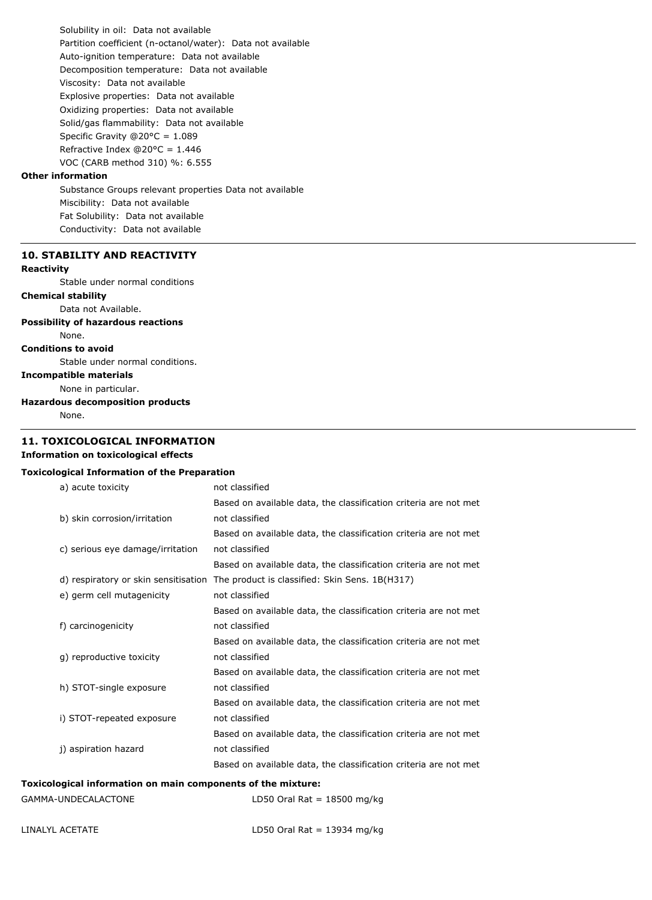Solubility in oil: Data not available
Partition coefficient (n-octanol/water): Data not available
Auto-ignition temperature: Data not available
Decomposition temperature: Data not available
Viscosity: Data not available
Explosive properties: Data not available
Oxidizing properties: Data not available
Solid/gas flammability: Data not available
Specific Gravity @20°C = 1.089
Refractive Index @20°C = 1.446
VOC (CARB method 310) %: 6.555

**Other information**

Substance Groups relevant properties Data not available
Miscibility: Data not available
Fat Solubility: Data not available
Conductivity: Data not available

## 10. STABILITY AND REACTIVITY

**Reactivity**

Stable under normal conditions

**Chemical stability**

Data not Available.

**Possibility of hazardous reactions**

None.

**Conditions to avoid**

Stable under normal conditions.

**Incompatible materials**

None in particular.

**Hazardous decomposition products**

None.

## 11. TOXICOLOGICAL INFORMATION

**Information on toxicological effects**

**Toxicological Information of the Preparation**

| | |
|---|---|
| a) acute toxicity | not classified |
| | Based on available data, the classification criteria are not met |
| b) skin corrosion/irritation | not classified |
| | Based on available data, the classification criteria are not met |
| c) serious eye damage/irritation | not classified |
| | Based on available data, the classification criteria are not met |
| d) respiratory or skin sensitisation | The product is classified: Skin Sens. 1B(H317) |
| e) germ cell mutagenicity | not classified |
| | Based on available data, the classification criteria are not met |
| f) carcinogenicity | not classified |
| | Based on available data, the classification criteria are not met |
| g) reproductive toxicity | not classified |
| | Based on available data, the classification criteria are not met |
| h) STOT-single exposure | not classified |
| | Based on available data, the classification criteria are not met |
| i) STOT-repeated exposure | not classified |
| | Based on available data, the classification criteria are not met |
| j) aspiration hazard | not classified |
| | Based on available data, the classification criteria are not met |

**Toxicological information on main components of the mixture:**

| | |
|---|---|
| GAMMA-UNDECALACTONE | LD50 Oral Rat = 18500 mg/kg |
| LINALYL ACETATE | LD50 Oral Rat = 13934 mg/kg |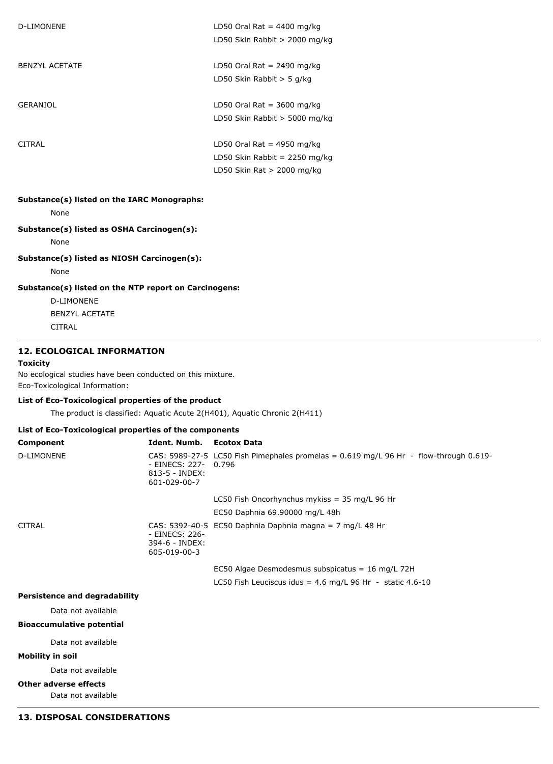| | |
|---|---|
| D-LIMONENE | LD50 Oral Rat = 4400 mg/kg<br>LD50 Skin Rabbit > 2000 mg/kg |
| BENZYL ACETATE | LD50 Oral Rat = 2490 mg/kg<br>LD50 Skin Rabbit > 5 g/kg |
| GERANIOL | LD50 Oral Rat = 3600 mg/kg<br>LD50 Skin Rabbit > 5000 mg/kg |
| CITRAL | LD50 Oral Rat = 4950 mg/kg<br>LD50 Skin Rabbit = 2250 mg/kg<br>LD50 Skin Rat > 2000 mg/kg |

**Substance(s) listed on the IARC Monographs:**

None

**Substance(s) listed as OSHA Carcinogen(s):**

None

**Substance(s) listed as NIOSH Carcinogen(s):**

None

**Substance(s) listed on the NTP report on Carcinogens:**

D-LIMONENE
BENZYL ACETATE
CITRAL

## 12. ECOLOGICAL INFORMATION

**Toxicity**

No ecological studies have been conducted on this mixture.
Eco-Toxicological Information:

**List of Eco-Toxicological properties of the product**

The product is classified: Aquatic Acute 2(H401), Aquatic Chronic 2(H411)

**List of Eco-Toxicological properties of the components**

| Component | Ident. Numb. | Ecotox Data |
|---|---|---|
| D-LIMONENE | CAS: 5989-27-5 - EINECS: 227-813-5 - INDEX: 601-029-00-7 | LC50 Fish Pimephales promelas = 0.619 mg/L 96 Hr - flow-through 0.619-0.796 |
| | | LC50 Fish Oncorhynchus mykiss = 35 mg/L 96 Hr |
| | | EC50 Daphnia 69.90000 mg/L 48h |
| CITRAL | CAS: 5392-40-5 - EINECS: 226-394-6 - INDEX: 605-019-00-3 | EC50 Daphnia Daphnia magna = 7 mg/L 48 Hr |
| | | EC50 Algae Desmodesmus subspicatus = 16 mg/L 72H |
| | | LC50 Fish Leuciscus idus = 4.6 mg/L 96 Hr - static 4.6-10 |

**Persistence and degradability**

Data not available

**Bioaccumulative potential**

Data not available

**Mobility in soil**

Data not available

**Other adverse effects**

Data not available

## 13. DISPOSAL CONSIDERATIONS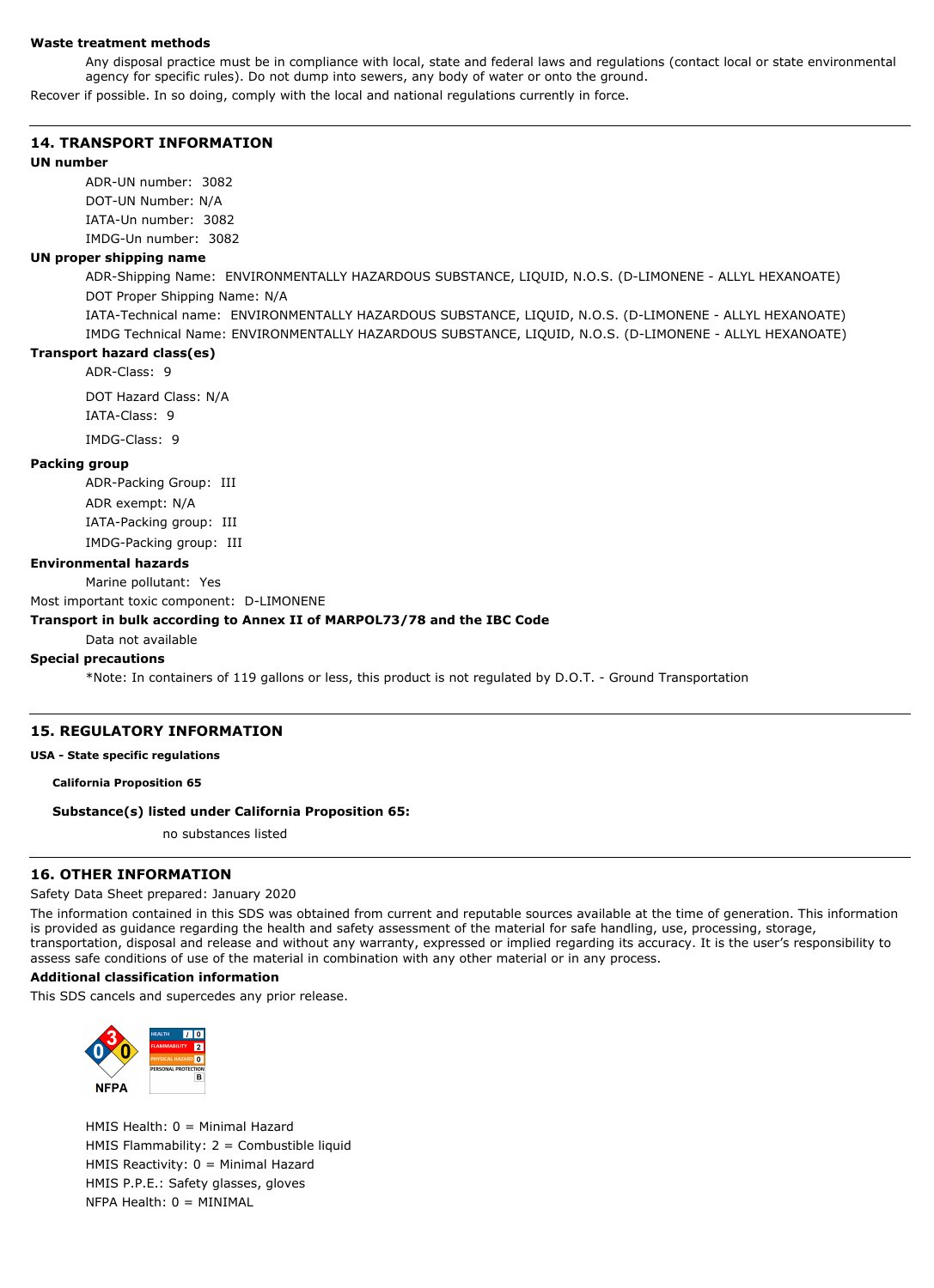**Waste treatment methods**

Any disposal practice must be in compliance with local, state and federal laws and regulations (contact local or state environmental agency for specific rules). Do not dump into sewers, any body of water or onto the ground.

Recover if possible. In so doing, comply with the local and national regulations currently in force.

## 14. TRANSPORT INFORMATION

**UN number**

ADR-UN number: 3082
DOT-UN Number: N/A
IATA-Un number: 3082
IMDG-Un number: 3082

**UN proper shipping name**

ADR-Shipping Name: ENVIRONMENTALLY HAZARDOUS SUBSTANCE, LIQUID, N.O.S. (D-LIMONENE - ALLYL HEXANOATE)
DOT Proper Shipping Name: N/A
IATA-Technical name: ENVIRONMENTALLY HAZARDOUS SUBSTANCE, LIQUID, N.O.S. (D-LIMONENE - ALLYL HEXANOATE)
IMDG Technical Name: ENVIRONMENTALLY HAZARDOUS SUBSTANCE, LIQUID, N.O.S. (D-LIMONENE - ALLYL HEXANOATE)

**Transport hazard class(es)**

ADR-Class: 9
DOT Hazard Class: N/A
IATA-Class: 9
IMDG-Class: 9

**Packing group**

ADR-Packing Group: III
ADR exempt: N/A
IATA-Packing group: III
IMDG-Packing group: III

**Environmental hazards**

Marine pollutant: Yes

Most important toxic component: D-LIMONENE

**Transport in bulk according to Annex II of MARPOL73/78 and the IBC Code**

Data not available

**Special precautions**

*Note: In containers of 119 gallons or less, this product is not regulated by D.O.T. - Ground Transportation

## 15. REGULATORY INFORMATION

**USA - State specific regulations**

**California Proposition 65**

**Substance(s) listed under California Proposition 65:**

no substances listed

## 16. OTHER INFORMATION

Safety Data Sheet prepared: January 2020

The information contained in this SDS was obtained from current and reputable sources available at the time of generation. This information is provided as guidance regarding the health and safety assessment of the material for safe handling, use, processing, storage, transportation, disposal and release and without any warranty, expressed or implied regarding its accuracy. It is the user's responsibility to assess safe conditions of use of the material in combination with any other material or in any process.

**Additional classification information**

This SDS cancels and supercedes any prior release.

NFPA: Health 0, Flammability 3, Reactivity 0

| HEALTH | / 0 |
|---|---|
| FLAMMABILITY | 2 |
| PHYSICAL HAZARD | 0 |
| PERSONAL PROTECTION | B |

HMIS Health: 0 = Minimal Hazard
HMIS Flammability: 2 = Combustible liquid
HMIS Reactivity: 0 = Minimal Hazard
HMIS P.P.E.: Safety glasses, gloves
NFPA Health: 0 = MINIMAL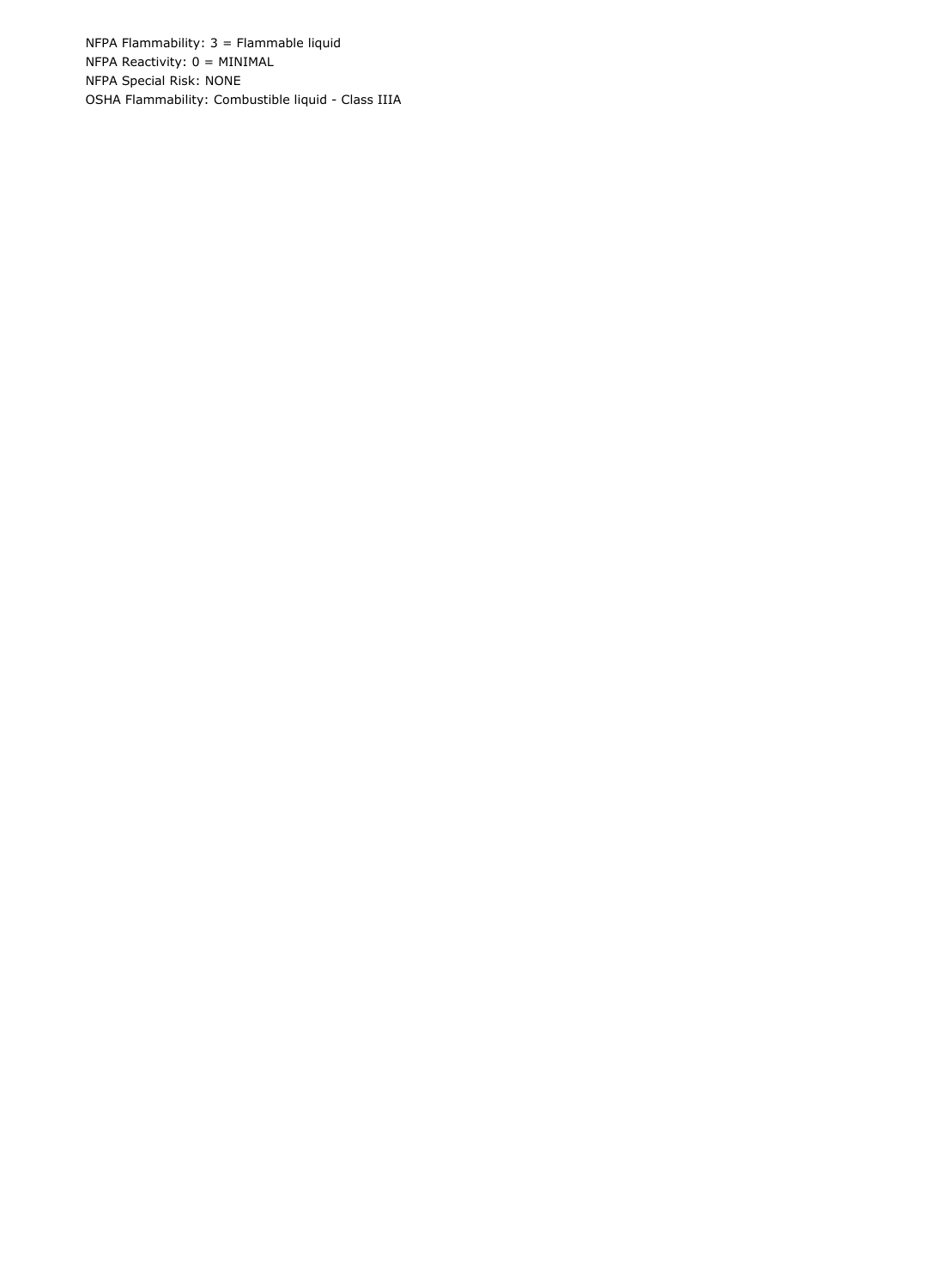NFPA Flammability: 3 = Flammable liquid
NFPA Reactivity: 0 = MINIMAL
NFPA Special Risk: NONE
OSHA Flammability: Combustible liquid - Class IIIA